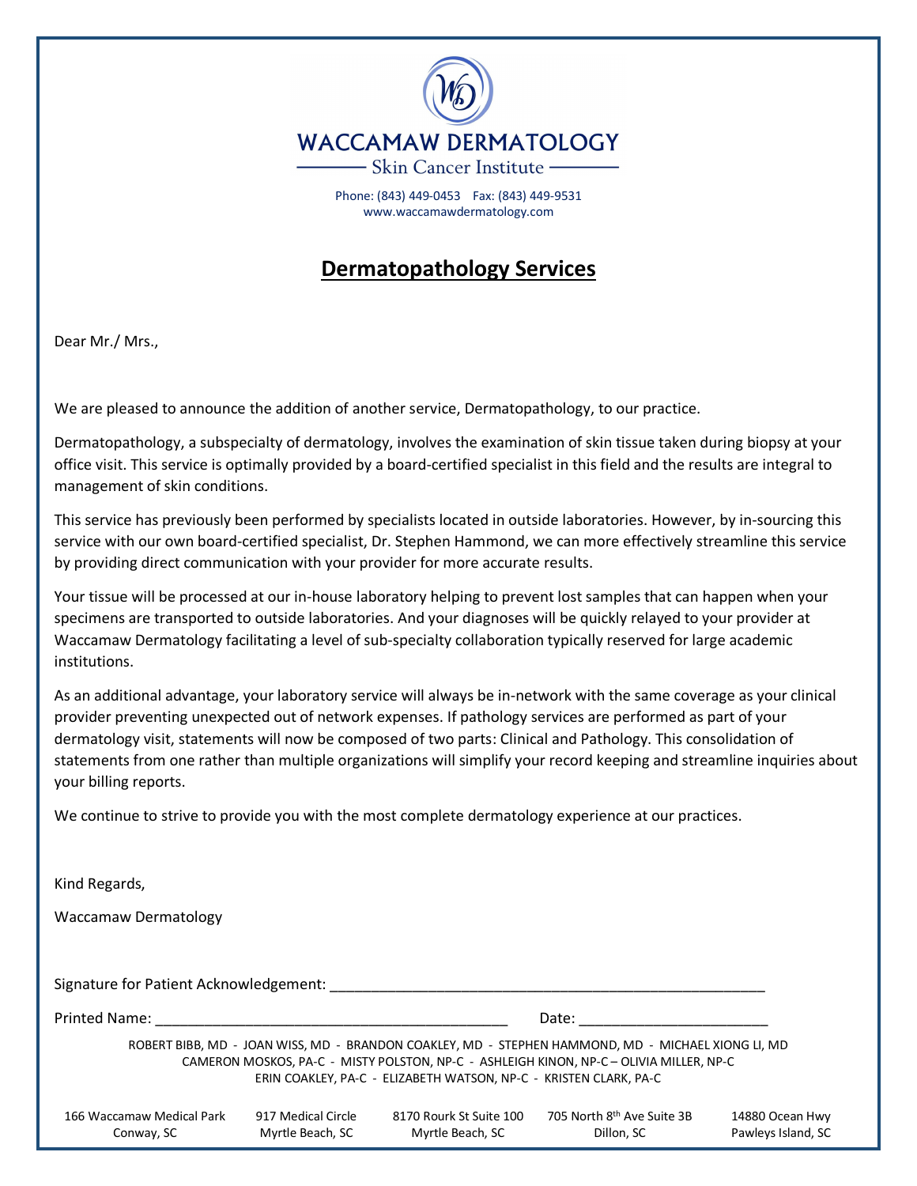# WACCAMAW DERMATOLOGY

Skin Cancer Institute

Phone: (843) 449-0453 Fax: (843) 449-9531
www.waccamawdermatology.com

## Dermatopathology Services

Dear Mr./ Mrs.,

We are pleased to announce the addition of another service, Dermatopathology, to our practice.

Dermatopathology, a subspecialty of dermatology, involves the examination of skin tissue taken during biopsy at your office visit. This service is optimally provided by a board-certified specialist in this field and the results are integral to management of skin conditions.

This service has previously been performed by specialists located in outside laboratories. However, by in-sourcing this service with our own board-certified specialist, Dr. Stephen Hammond, we can more effectively streamline this service by providing direct communication with your provider for more accurate results.

Your tissue will be processed at our in-house laboratory helping to prevent lost samples that can happen when your specimens are transported to outside laboratories. And your diagnoses will be quickly relayed to your provider at Waccamaw Dermatology facilitating a level of sub-specialty collaboration typically reserved for large academic institutions.

As an additional advantage, your laboratory service will always be in-network with the same coverage as your clinical provider preventing unexpected out of network expenses. If pathology services are performed as part of your dermatology visit, statements will now be composed of two parts: Clinical and Pathology. This consolidation of statements from one rather than multiple organizations will simplify your record keeping and streamline inquiries about your billing reports.

We continue to strive to provide you with the most complete dermatology experience at our practices.

Kind Regards,

Waccamaw Dermatology

Signature for Patient Acknowledgement: ______________________________________________________

Printed Name: ____________________________________________ Date: _______________________

ROBERT BIBB, MD - JOAN WISS, MD - BRANDON COAKLEY, MD - STEPHEN HAMMOND, MD - MICHAEL XIONG LI, MD
CAMERON MOSKOS, PA-C - MISTY POLSTON, NP-C - ASHLEIGH KINON, NP-C – OLIVIA MILLER, NP-C
ERIN COAKLEY, PA-C - ELIZABETH WATSON, NP-C - KRISTEN CLARK, PA-C

166 Waccamaw Medical Park, Conway, SC | 917 Medical Circle, Myrtle Beach, SC | 8170 Rourk St Suite 100, Myrtle Beach, SC | 705 North 8th Ave Suite 3B, Dillon, SC | 14880 Ocean Hwy, Pawleys Island, SC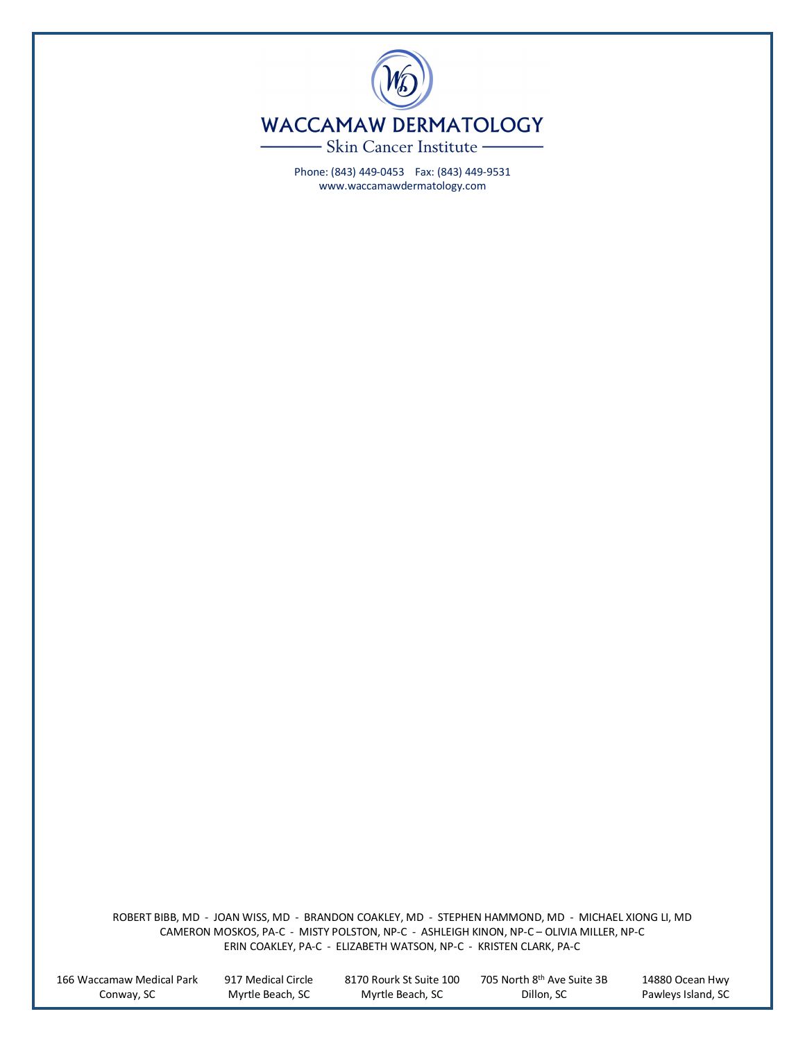# WACCAMAW DERMATOLOGY

Skin Cancer Institute

Phone: (843) 449-0453 Fax: (843) 449-9531
www.waccamawdermatology.com

ROBERT BIBB, MD - JOAN WISS, MD - BRANDON COAKLEY, MD - STEPHEN HAMMOND, MD - MICHAEL XIONG LI, MD
CAMERON MOSKOS, PA-C - MISTY POLSTON, NP-C - ASHLEIGH KINON, NP-C – OLIVIA MILLER, NP-C
ERIN COAKLEY, PA-C - ELIZABETH WATSON, NP-C - KRISTEN CLARK, PA-C

| | | | | |
|---|---|---|---|---|
| 166 Waccamaw Medical Park<br>Conway, SC | 917 Medical Circle<br>Myrtle Beach, SC | 8170 Rourk St Suite 100<br>Myrtle Beach, SC | 705 North 8th Ave Suite 3B<br>Dillon, SC | 14880 Ocean Hwy<br>Pawleys Island, SC |